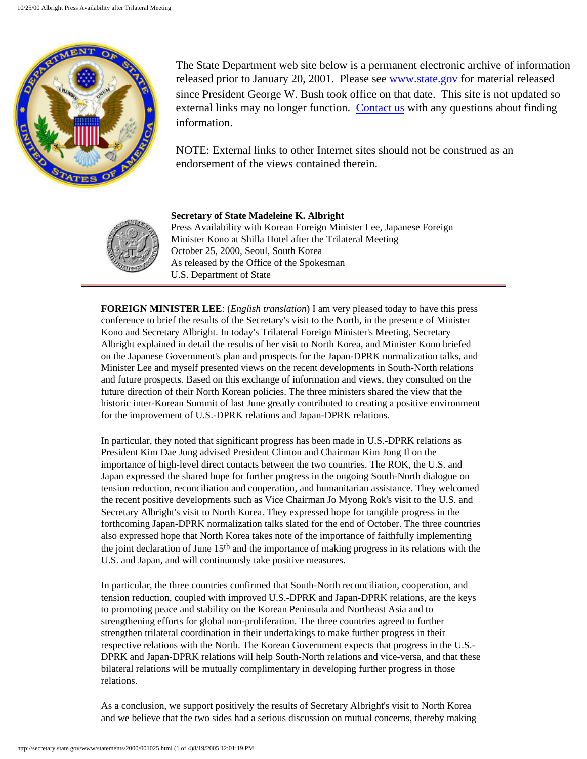The State Department web site below is a permanent electronic archive of information released prior to January 20, 2001. Please see [www.state.gov](http://www.state.gov) for material released since President George W. Bush took office on that date. This site is not updated so external links may no longer function. [Contact us](#) with any questions about finding information.

NOTE: External links to other Internet sites should not be construed as an endorsement of the views contained therein.

**Secretary of State Madeleine K. Albright**
Press Availability with Korean Foreign Minister Lee, Japanese Foreign Minister Kono at Shilla Hotel after the Trilateral Meeting
October 25, 2000, Seoul, South Korea
As released by the Office of the Spokesman
U.S. Department of State

---

**FOREIGN MINISTER LEE**: (*English translation*) I am very pleased today to have this press conference to brief the results of the Secretary's visit to the North, in the presence of Minister Kono and Secretary Albright. In today's Trilateral Foreign Minister's Meeting, Secretary Albright explained in detail the results of her visit to North Korea, and Minister Kono briefed on the Japanese Government's plan and prospects for the Japan-DPRK normalization talks, and Minister Lee and myself presented views on the recent developments in South-North relations and future prospects. Based on this exchange of information and views, they consulted on the future direction of their North Korean policies. The three ministers shared the view that the historic inter-Korean Summit of last June greatly contributed to creating a positive environment for the improvement of U.S.-DPRK relations and Japan-DPRK relations.

In particular, they noted that significant progress has been made in U.S.-DPRK relations as President Kim Dae Jung advised President Clinton and Chairman Kim Jong Il on the importance of high-level direct contacts between the two countries. The ROK, the U.S. and Japan expressed the shared hope for further progress in the ongoing South-North dialogue on tension reduction, reconciliation and cooperation, and humanitarian assistance. They welcomed the recent positive developments such as Vice Chairman Jo Myong Rok's visit to the U.S. and Secretary Albright's visit to North Korea. They expressed hope for tangible progress in the forthcoming Japan-DPRK normalization talks slated for the end of October. The three countries also expressed hope that North Korea takes note of the importance of faithfully implementing the joint declaration of June 15th and the importance of making progress in its relations with the U.S. and Japan, and will continuously take positive measures.

In particular, the three countries confirmed that South-North reconciliation, cooperation, and tension reduction, coupled with improved U.S.-DPRK and Japan-DPRK relations, are the keys to promoting peace and stability on the Korean Peninsula and Northeast Asia and to strengthening efforts for global non-proliferation. The three countries agreed to further strengthen trilateral coordination in their undertakings to make further progress in their respective relations with the North. The Korean Government expects that progress in the U.S.-DPRK and Japan-DPRK relations will help South-North relations and vice-versa, and that these bilateral relations will be mutually complimentary in developing further progress in those relations.

As a conclusion, we support positively the results of Secretary Albright's visit to North Korea and we believe that the two sides had a serious discussion on mutual concerns, thereby making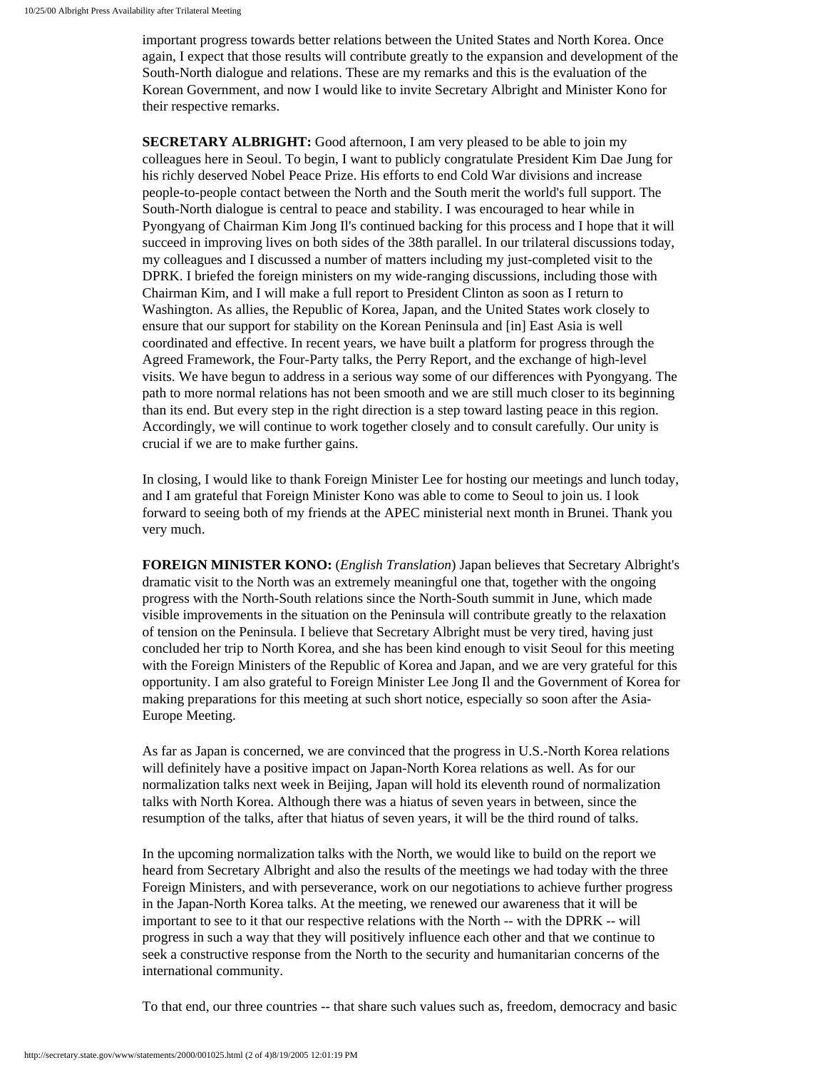important progress towards better relations between the United States and North Korea. Once again, I expect that those results will contribute greatly to the expansion and development of the South-North dialogue and relations. These are my remarks and this is the evaluation of the Korean Government, and now I would like to invite Secretary Albright and Minister Kono for their respective remarks.

**SECRETARY ALBRIGHT:** Good afternoon, I am very pleased to be able to join my colleagues here in Seoul. To begin, I want to publicly congratulate President Kim Dae Jung for his richly deserved Nobel Peace Prize. His efforts to end Cold War divisions and increase people-to-people contact between the North and the South merit the world's full support. The South-North dialogue is central to peace and stability. I was encouraged to hear while in Pyongyang of Chairman Kim Jong Il's continued backing for this process and I hope that it will succeed in improving lives on both sides of the 38th parallel. In our trilateral discussions today, my colleagues and I discussed a number of matters including my just-completed visit to the DPRK. I briefed the foreign ministers on my wide-ranging discussions, including those with Chairman Kim, and I will make a full report to President Clinton as soon as I return to Washington. As allies, the Republic of Korea, Japan, and the United States work closely to ensure that our support for stability on the Korean Peninsula and [in] East Asia is well coordinated and effective. In recent years, we have built a platform for progress through the Agreed Framework, the Four-Party talks, the Perry Report, and the exchange of high-level visits. We have begun to address in a serious way some of our differences with Pyongyang. The path to more normal relations has not been smooth and we are still much closer to its beginning than its end. But every step in the right direction is a step toward lasting peace in this region. Accordingly, we will continue to work together closely and to consult carefully. Our unity is crucial if we are to make further gains.

In closing, I would like to thank Foreign Minister Lee for hosting our meetings and lunch today, and I am grateful that Foreign Minister Kono was able to come to Seoul to join us. I look forward to seeing both of my friends at the APEC ministerial next month in Brunei. Thank you very much.

**FOREIGN MINISTER KONO:** (*English Translation*) Japan believes that Secretary Albright's dramatic visit to the North was an extremely meaningful one that, together with the ongoing progress with the North-South relations since the North-South summit in June, which made visible improvements in the situation on the Peninsula will contribute greatly to the relaxation of tension on the Peninsula. I believe that Secretary Albright must be very tired, having just concluded her trip to North Korea, and she has been kind enough to visit Seoul for this meeting with the Foreign Ministers of the Republic of Korea and Japan, and we are very grateful for this opportunity. I am also grateful to Foreign Minister Lee Jong Il and the Government of Korea for making preparations for this meeting at such short notice, especially so soon after the Asia-Europe Meeting.

As far as Japan is concerned, we are convinced that the progress in U.S.-North Korea relations will definitely have a positive impact on Japan-North Korea relations as well. As for our normalization talks next week in Beijing, Japan will hold its eleventh round of normalization talks with North Korea. Although there was a hiatus of seven years in between, since the resumption of the talks, after that hiatus of seven years, it will be the third round of talks.

In the upcoming normalization talks with the North, we would like to build on the report we heard from Secretary Albright and also the results of the meetings we had today with the three Foreign Ministers, and with perseverance, work on our negotiations to achieve further progress in the Japan-North Korea talks. At the meeting, we renewed our awareness that it will be important to see to it that our respective relations with the North -- with the DPRK -- will progress in such a way that they will positively influence each other and that we continue to seek a constructive response from the North to the security and humanitarian concerns of the international community.

To that end, our three countries -- that share such values such as, freedom, democracy and basic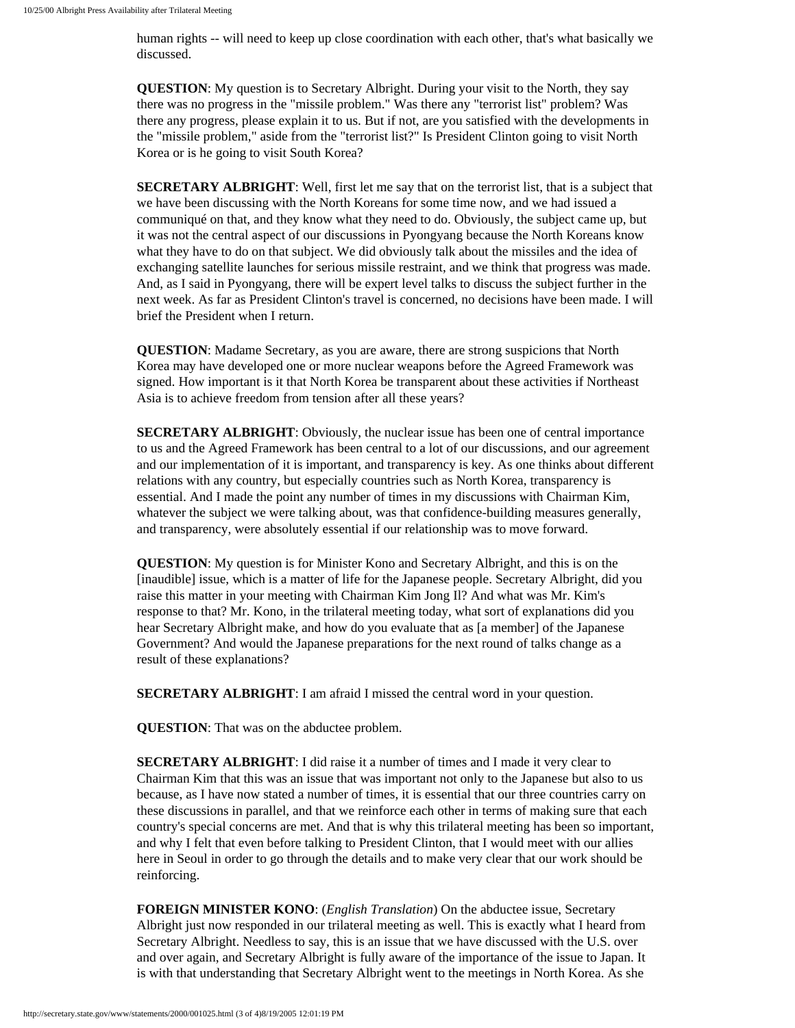human rights -- will need to keep up close coordination with each other, that's what basically we discussed.

**QUESTION**: My question is to Secretary Albright. During your visit to the North, they say there was no progress in the "missile problem." Was there any "terrorist list" problem? Was there any progress, please explain it to us. But if not, are you satisfied with the developments in the "missile problem," aside from the "terrorist list?" Is President Clinton going to visit North Korea or is he going to visit South Korea?

**SECRETARY ALBRIGHT**: Well, first let me say that on the terrorist list, that is a subject that we have been discussing with the North Koreans for some time now, and we had issued a communiqué on that, and they know what they need to do. Obviously, the subject came up, but it was not the central aspect of our discussions in Pyongyang because the North Koreans know what they have to do on that subject. We did obviously talk about the missiles and the idea of exchanging satellite launches for serious missile restraint, and we think that progress was made. And, as I said in Pyongyang, there will be expert level talks to discuss the subject further in the next week. As far as President Clinton's travel is concerned, no decisions have been made. I will brief the President when I return.

**QUESTION**: Madame Secretary, as you are aware, there are strong suspicions that North Korea may have developed one or more nuclear weapons before the Agreed Framework was signed. How important is it that North Korea be transparent about these activities if Northeast Asia is to achieve freedom from tension after all these years?

**SECRETARY ALBRIGHT**: Obviously, the nuclear issue has been one of central importance to us and the Agreed Framework has been central to a lot of our discussions, and our agreement and our implementation of it is important, and transparency is key. As one thinks about different relations with any country, but especially countries such as North Korea, transparency is essential. And I made the point any number of times in my discussions with Chairman Kim, whatever the subject we were talking about, was that confidence-building measures generally, and transparency, were absolutely essential if our relationship was to move forward.

**QUESTION**: My question is for Minister Kono and Secretary Albright, and this is on the [inaudible] issue, which is a matter of life for the Japanese people. Secretary Albright, did you raise this matter in your meeting with Chairman Kim Jong Il? And what was Mr. Kim's response to that? Mr. Kono, in the trilateral meeting today, what sort of explanations did you hear Secretary Albright make, and how do you evaluate that as [a member] of the Japanese Government? And would the Japanese preparations for the next round of talks change as a result of these explanations?

**SECRETARY ALBRIGHT**: I am afraid I missed the central word in your question.

**QUESTION**: That was on the abductee problem.

**SECRETARY ALBRIGHT**: I did raise it a number of times and I made it very clear to Chairman Kim that this was an issue that was important not only to the Japanese but also to us because, as I have now stated a number of times, it is essential that our three countries carry on these discussions in parallel, and that we reinforce each other in terms of making sure that each country's special concerns are met. And that is why this trilateral meeting has been so important, and why I felt that even before talking to President Clinton, that I would meet with our allies here in Seoul in order to go through the details and to make very clear that our work should be reinforcing.

**FOREIGN MINISTER KONO**: (*English Translation*) On the abductee issue, Secretary Albright just now responded in our trilateral meeting as well. This is exactly what I heard from Secretary Albright. Needless to say, this is an issue that we have discussed with the U.S. over and over again, and Secretary Albright is fully aware of the importance of the issue to Japan. It is with that understanding that Secretary Albright went to the meetings in North Korea. As she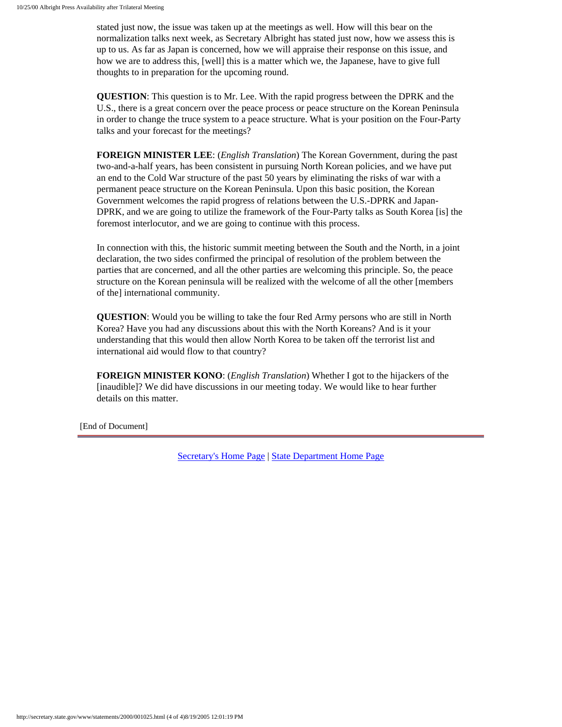stated just now, the issue was taken up at the meetings as well. How will this bear on the normalization talks next week, as Secretary Albright has stated just now, how we assess this is up to us. As far as Japan is concerned, how we will appraise their response on this issue, and how we are to address this, [well] this is a matter which we, the Japanese, have to give full thoughts to in preparation for the upcoming round.

**QUESTION**: This question is to Mr. Lee. With the rapid progress between the DPRK and the U.S., there is a great concern over the peace process or peace structure on the Korean Peninsula in order to change the truce system to a peace structure. What is your position on the Four-Party talks and your forecast for the meetings?

**FOREIGN MINISTER LEE**: (*English Translation*) The Korean Government, during the past two-and-a-half years, has been consistent in pursuing North Korean policies, and we have put an end to the Cold War structure of the past 50 years by eliminating the risks of war with a permanent peace structure on the Korean Peninsula. Upon this basic position, the Korean Government welcomes the rapid progress of relations between the U.S.-DPRK and Japan-DPRK, and we are going to utilize the framework of the Four-Party talks as South Korea [is] the foremost interlocutor, and we are going to continue with this process.

In connection with this, the historic summit meeting between the South and the North, in a joint declaration, the two sides confirmed the principal of resolution of the problem between the parties that are concerned, and all the other parties are welcoming this principle. So, the peace structure on the Korean peninsula will be realized with the welcome of all the other [members of the] international community.

**QUESTION**: Would you be willing to take the four Red Army persons who are still in North Korea? Have you had any discussions about this with the North Koreans? And is it your understanding that this would then allow North Korea to be taken off the terrorist list and international aid would flow to that country?

**FOREIGN MINISTER KONO**: (*English Translation*) Whether I got to the hijackers of the [inaudible]? We did have discussions in our meeting today. We would like to hear further details on this matter.

[End of Document]

Secretary's Home Page | State Department Home Page